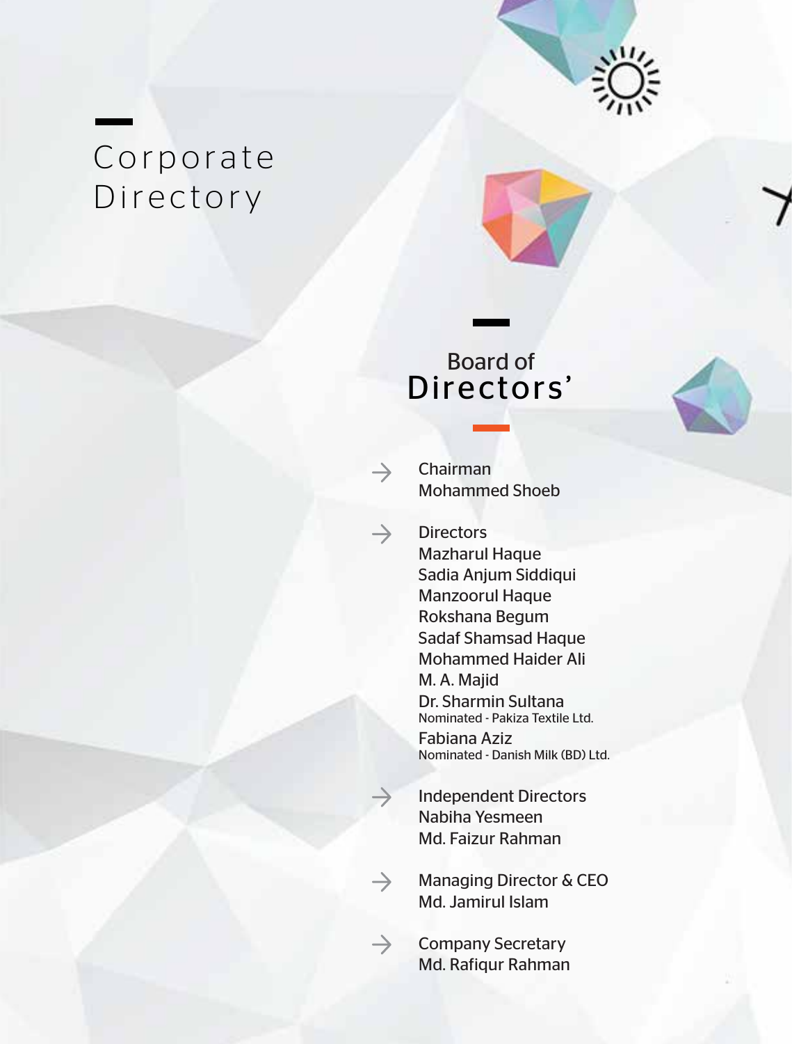# Corporate Directory

## Board of Directors'

**Chairman**
Mohammed Shoeb

**Directors**
Mazharul Haque
Sadia Anjum Siddiqui
Manzoorul Haque
Rokshana Begum
Sadaf Shamsad Haque
Mohammed Haider Ali
M. A. Majid
Dr. Sharmin Sultana
Nominated - Pakiza Textile Ltd.
Fabiana Aziz
Nominated - Danish Milk (BD) Ltd.

**Independent Directors**
Nabiha Yesmeen
Md. Faizur Rahman

**Managing Director & CEO**
Md. Jamirul Islam

**Company Secretary**
Md. Rafiqur Rahman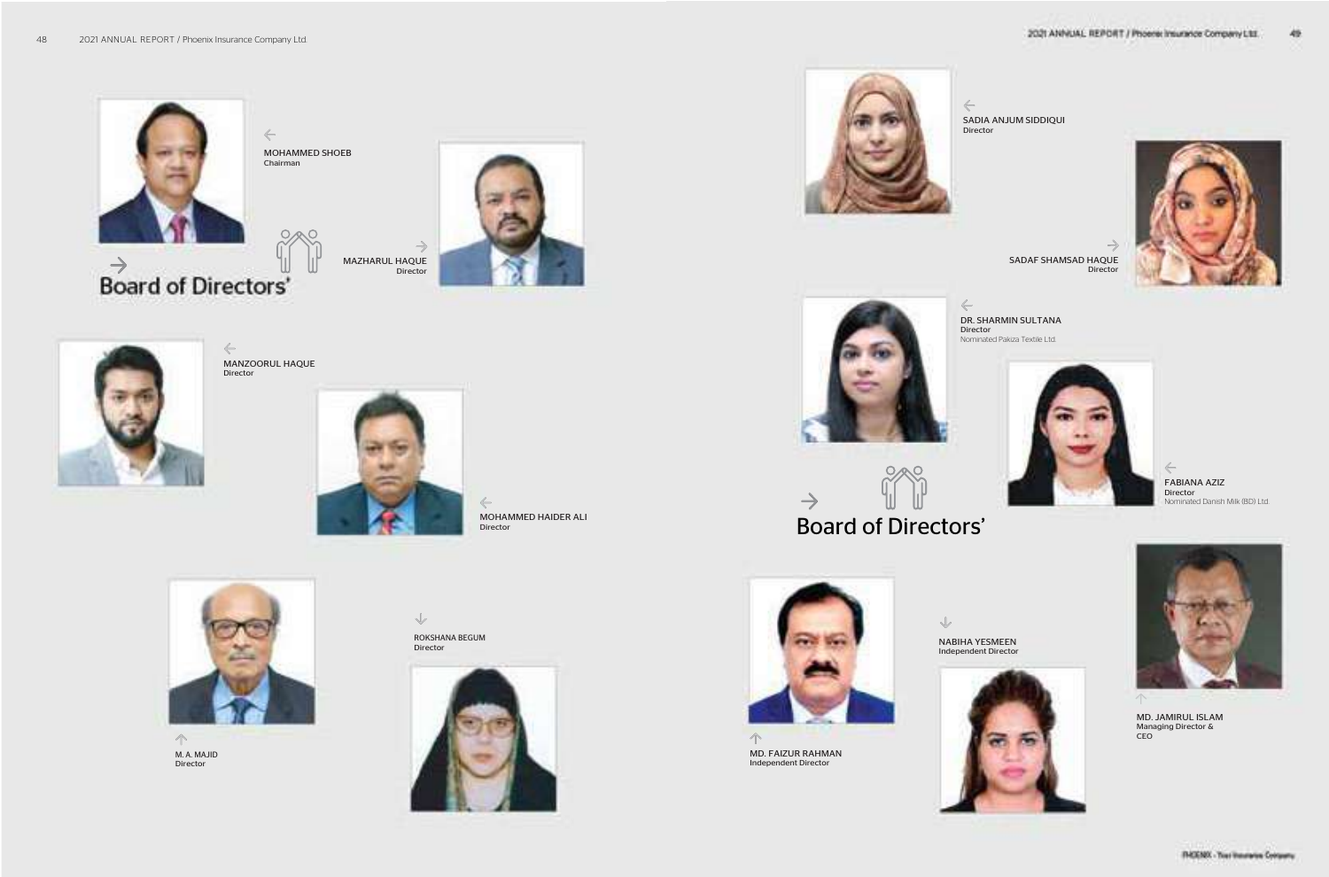# Board of Directors'

**MOHAMMED SHOEB**
Chairman

**MAZHARUL HAQUE**
Director

**MANZOORUL HAQUE**
Director

**MOHAMMED HAIDER ALI**
Director

**M. A. MAJID**
Director

**ROKSHANA BEGUM**
Director

**SADIA ANJUM SIDDIQUI**
Director

**SADAF SHAMSAD HAQUE**
Director

**DR. SHARMIN SULTANA**
Director
Nominated Pakiza Textile Ltd.

**FABIANA AZIZ**
Director
Nominated Danish Milk (BD) Ltd.

# Board of Directors'

**MD. FAIZUR RAHMAN**
Independent Director

**NABIHA YESMEEN**
Independent Director

**MD. JAMIRUL ISLAM**
Managing Director & CEO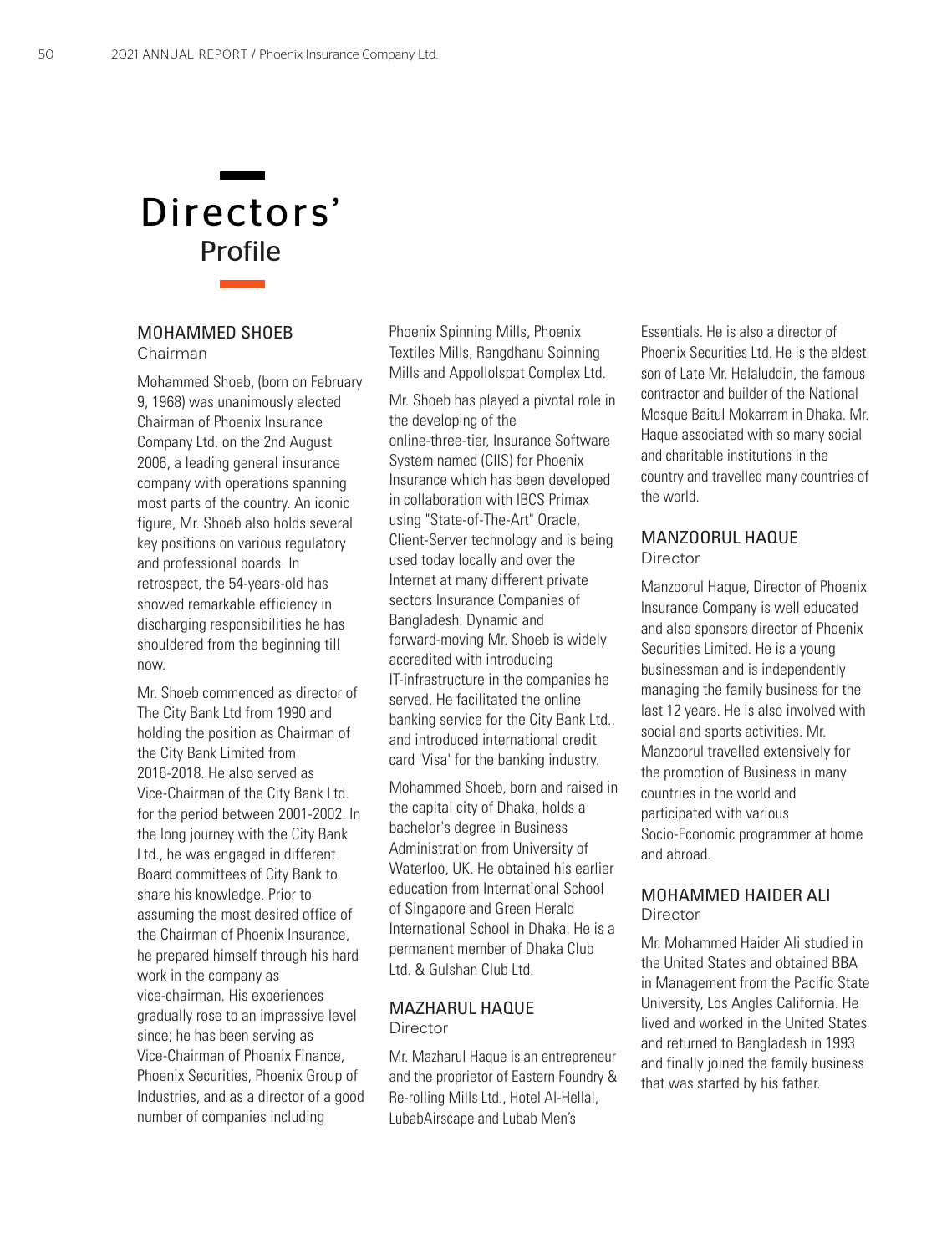# Directors' Profile

## MOHAMMED SHOEB
Chairman

Mohammed Shoeb, (born on February 9, 1968) was unanimously elected Chairman of Phoenix Insurance Company Ltd. on the 2nd August 2006, a leading general insurance company with operations spanning most parts of the country. An iconic figure, Mr. Shoeb also holds several key positions on various regulatory and professional boards. In retrospect, the 54-years-old has showed remarkable efficiency in discharging responsibilities he has shouldered from the beginning till now.

Mr. Shoeb commenced as director of The City Bank Ltd from 1990 and holding the position as Chairman of the City Bank Limited from 2016-2018. He also served as Vice-Chairman of the City Bank Ltd. for the period between 2001-2002. In the long journey with the City Bank Ltd., he was engaged in different Board committees of City Bank to share his knowledge. Prior to assuming the most desired office of the Chairman of Phoenix Insurance, he prepared himself through his hard work in the company as vice-chairman. His experiences gradually rose to an impressive level since; he has been serving as Vice-Chairman of Phoenix Finance, Phoenix Securities, Phoenix Group of Industries, and as a director of a good number of companies including Phoenix Spinning Mills, Phoenix Textiles Mills, Rangdhanu Spinning Mills and AppolloIspat Complex Ltd.

Mr. Shoeb has played a pivotal role in the developing of the online-three-tier, Insurance Software System named (CIIS) for Phoenix Insurance which has been developed in collaboration with IBCS Primax using "State-of-The-Art" Oracle, Client-Server technology and is being used today locally and over the Internet at many different private sectors Insurance Companies of Bangladesh. Dynamic and forward-moving Mr. Shoeb is widely accredited with introducing IT-infrastructure in the companies he served. He facilitated the online banking service for the City Bank Ltd., and introduced international credit card 'Visa' for the banking industry.

Mohammed Shoeb, born and raised in the capital city of Dhaka, holds a bachelor's degree in Business Administration from University of Waterloo, UK. He obtained his earlier education from International School of Singapore and Green Herald International School in Dhaka. He is a permanent member of Dhaka Club Ltd. & Gulshan Club Ltd.

## MAZHARUL HAQUE
Director

Mr. Mazharul Haque is an entrepreneur and the proprietor of Eastern Foundry & Re-rolling Mills Ltd., Hotel Al-Hellal, LubabAirscape and Lubab Men's Essentials. He is also a director of Phoenix Securities Ltd. He is the eldest son of Late Mr. Helaluddin, the famous contractor and builder of the National Mosque Baitul Mokarram in Dhaka. Mr. Haque associated with so many social and charitable institutions in the country and travelled many countries of the world.

## MANZOORUL HAQUE
Director

Manzoorul Haque, Director of Phoenix Insurance Company is well educated and also sponsors director of Phoenix Securities Limited. He is a young businessman and is independently managing the family business for the last 12 years. He is also involved with social and sports activities. Mr. Manzoorul travelled extensively for the promotion of Business in many countries in the world and participated with various Socio-Economic programmer at home and abroad.

## MOHAMMED HAIDER ALI
Director

Mr. Mohammed Haider Ali studied in the United States and obtained BBA in Management from the Pacific State University, Los Angles California. He lived and worked in the United States and returned to Bangladesh in 1993 and finally joined the family business that was started by his father.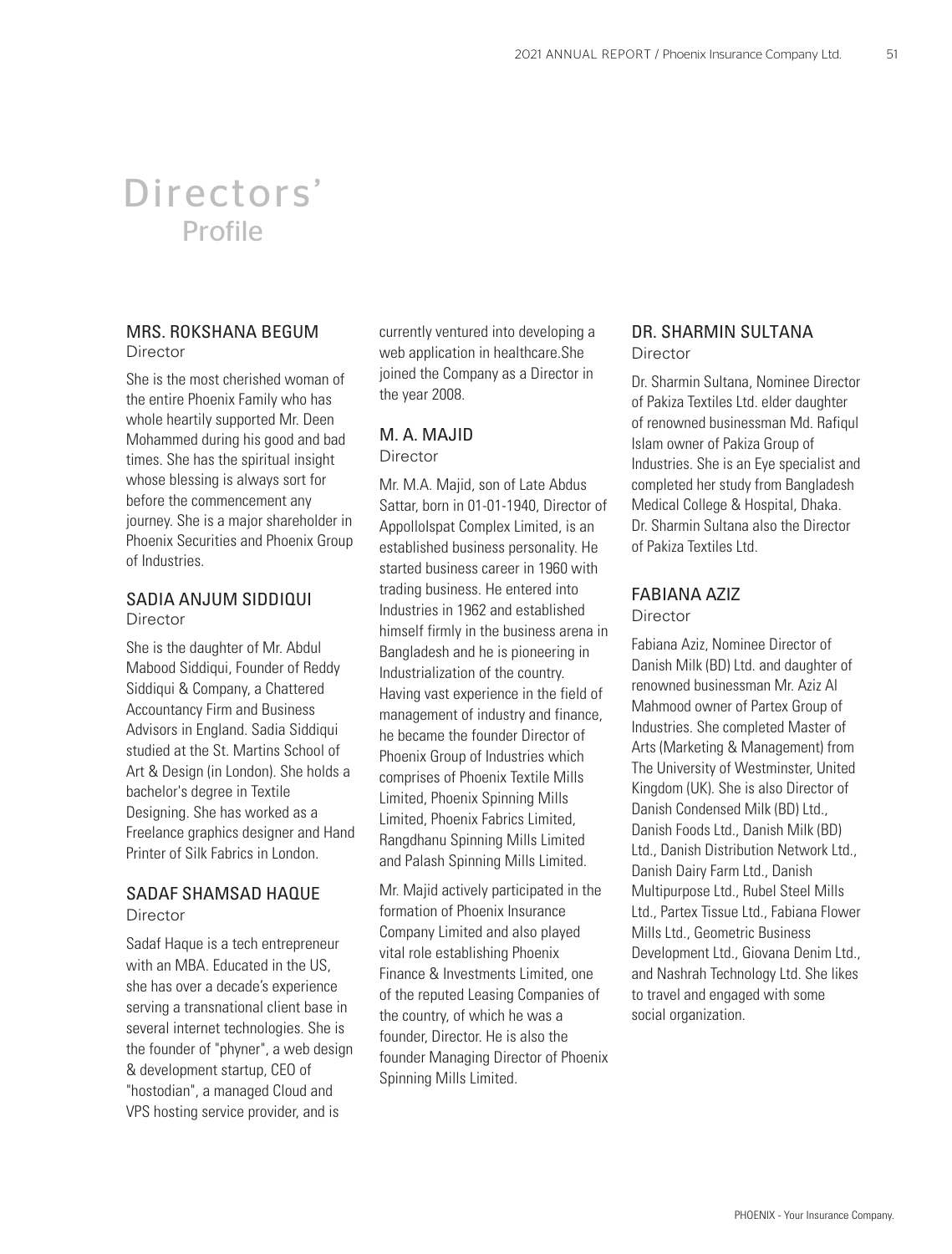# Directors' Profile

## MRS. ROKSHANA BEGUM
Director

She is the most cherished woman of the entire Phoenix Family who has whole heartily supported Mr. Deen Mohammed during his good and bad times. She has the spiritual insight whose blessing is always sort for before the commencement any journey. She is a major shareholder in Phoenix Securities and Phoenix Group of Industries.

## SADIA ANJUM SIDDIQUI
Director

She is the daughter of Mr. Abdul Mabood Siddiqui, Founder of Reddy Siddiqui & Company, a Chattered Accountancy Firm and Business Advisors in England. Sadia Siddiqui studied at the St. Martins School of Art & Design (in London). She holds a bachelor's degree in Textile Designing. She has worked as a Freelance graphics designer and Hand Printer of Silk Fabrics in London.

## SADAF SHAMSAD HAQUE
Director

Sadaf Haque is a tech entrepreneur with an MBA. Educated in the US, she has over a decade's experience serving a transnational client base in several internet technologies. She is the founder of "phyner", a web design & development startup, CEO of "hostodian", a managed Cloud and VPS hosting service provider, and is currently ventured into developing a web application in healthcare.She joined the Company as a Director in the year 2008.

## M. A. MAJID
Director

Mr. M.A. Majid, son of Late Abdus Sattar, born in 01-01-1940, Director of AppolloIspat Complex Limited, is an established business personality. He started business career in 1960 with trading business. He entered into Industries in 1962 and established himself firmly in the business arena in Bangladesh and he is pioneering in Industrialization of the country. Having vast experience in the field of management of industry and finance, he became the founder Director of Phoenix Group of Industries which comprises of Phoenix Textile Mills Limited, Phoenix Spinning Mills Limited, Phoenix Fabrics Limited, Rangdhanu Spinning Mills Limited and Palash Spinning Mills Limited.

Mr. Majid actively participated in the formation of Phoenix Insurance Company Limited and also played vital role establishing Phoenix Finance & Investments Limited, one of the reputed Leasing Companies of the country, of which he was a founder, Director. He is also the founder Managing Director of Phoenix Spinning Mills Limited.

## DR. SHARMIN SULTANA
Director

Dr. Sharmin Sultana, Nominee Director of Pakiza Textiles Ltd. elder daughter of renowned businessman Md. Rafiqul Islam owner of Pakiza Group of Industries. She is an Eye specialist and completed her study from Bangladesh Medical College & Hospital, Dhaka. Dr. Sharmin Sultana also the Director of Pakiza Textiles Ltd.

## FABIANA AZIZ
Director

Fabiana Aziz, Nominee Director of Danish Milk (BD) Ltd. and daughter of renowned businessman Mr. Aziz Al Mahmood owner of Partex Group of Industries. She completed Master of Arts (Marketing & Management) from The University of Westminster, United Kingdom (UK). She is also Director of Danish Condensed Milk (BD) Ltd., Danish Foods Ltd., Danish Milk (BD) Ltd., Danish Distribution Network Ltd., Danish Dairy Farm Ltd., Danish Multipurpose Ltd., Rubel Steel Mills Ltd., Partex Tissue Ltd., Fabiana Flower Mills Ltd., Geometric Business Development Ltd., Giovana Denim Ltd., and Nashrah Technology Ltd. She likes to travel and engaged with some social organization.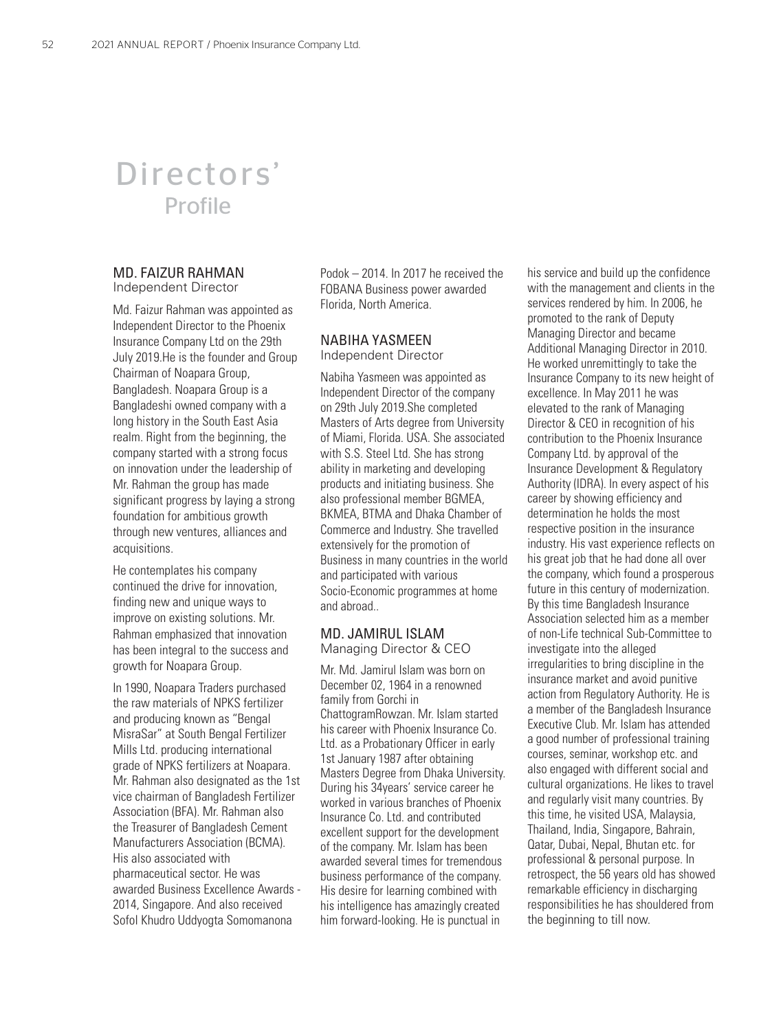# Directors' Profile

## MD. FAIZUR RAHMAN
Independent Director

Md. Faizur Rahman was appointed as Independent Director to the Phoenix Insurance Company Ltd on the 29th July 2019.He is the founder and Group Chairman of Noapara Group, Bangladesh. Noapara Group is a Bangladeshi owned company with a long history in the South East Asia realm. Right from the beginning, the company started with a strong focus on innovation under the leadership of Mr. Rahman the group has made significant progress by laying a strong foundation for ambitious growth through new ventures, alliances and acquisitions.

He contemplates his company continued the drive for innovation, finding new and unique ways to improve on existing solutions. Mr. Rahman emphasized that innovation has been integral to the success and growth for Noapara Group.

In 1990, Noapara Traders purchased the raw materials of NPKS fertilizer and producing known as "Bengal MisraSar" at South Bengal Fertilizer Mills Ltd. producing international grade of NPKS fertilizers at Noapara. Mr. Rahman also designated as the 1st vice chairman of Bangladesh Fertilizer Association (BFA). Mr. Rahman also the Treasurer of Bangladesh Cement Manufacturers Association (BCMA). His also associated with pharmaceutical sector. He was awarded Business Excellence Awards - 2014, Singapore. And also received Sofol Khudro Uddyogta Somomanona Podok – 2014. In 2017 he received the FOBANA Business power awarded Florida, North America.

## NABIHA YASMEEN
Independent Director

Nabiha Yasmeen was appointed as Independent Director of the company on 29th July 2019.She completed Masters of Arts degree from University of Miami, Florida. USA. She associated with S.S. Steel Ltd. She has strong ability in marketing and developing products and initiating business. She also professional member BGMEA, BKMEA, BTMA and Dhaka Chamber of Commerce and Industry. She travelled extensively for the promotion of Business in many countries in the world and participated with various Socio-Economic programmes at home and abroad..

## MD. JAMIRUL ISLAM
Managing Director & CEO

Mr. Md. Jamirul Islam was born on December 02, 1964 in a renowned family from Gorchi in ChattogramRowzan. Mr. Islam started his career with Phoenix Insurance Co. Ltd. as a Probationary Officer in early 1st January 1987 after obtaining Masters Degree from Dhaka University. During his 34years' service career he worked in various branches of Phoenix Insurance Co. Ltd. and contributed excellent support for the development of the company. Mr. Islam has been awarded several times for tremendous business performance of the company. His desire for learning combined with his intelligence has amazingly created him forward-looking. He is punctual in his service and build up the confidence with the management and clients in the services rendered by him. In 2006, he promoted to the rank of Deputy Managing Director and became Additional Managing Director in 2010. He worked unremittingly to take the Insurance Company to its new height of excellence. In May 2011 he was elevated to the rank of Managing Director & CEO in recognition of his contribution to the Phoenix Insurance Company Ltd. by approval of the Insurance Development & Regulatory Authority (IDRA). In every aspect of his career by showing efficiency and determination he holds the most respective position in the insurance industry. His vast experience reflects on his great job that he had done all over the company, which found a prosperous future in this century of modernization. By this time Bangladesh Insurance Association selected him as a member of non-Life technical Sub-Committee to investigate into the alleged irregularities to bring discipline in the insurance market and avoid punitive action from Regulatory Authority. He is a member of the Bangladesh Insurance Executive Club. Mr. Islam has attended a good number of professional training courses, seminar, workshop etc. and also engaged with different social and cultural organizations. He likes to travel and regularly visit many countries. By this time, he visited USA, Malaysia, Thailand, India, Singapore, Bahrain, Qatar, Dubai, Nepal, Bhutan etc. for professional & personal purpose. In retrospect, the 56 years old has showed remarkable efficiency in discharging responsibilities he has shouldered from the beginning to till now.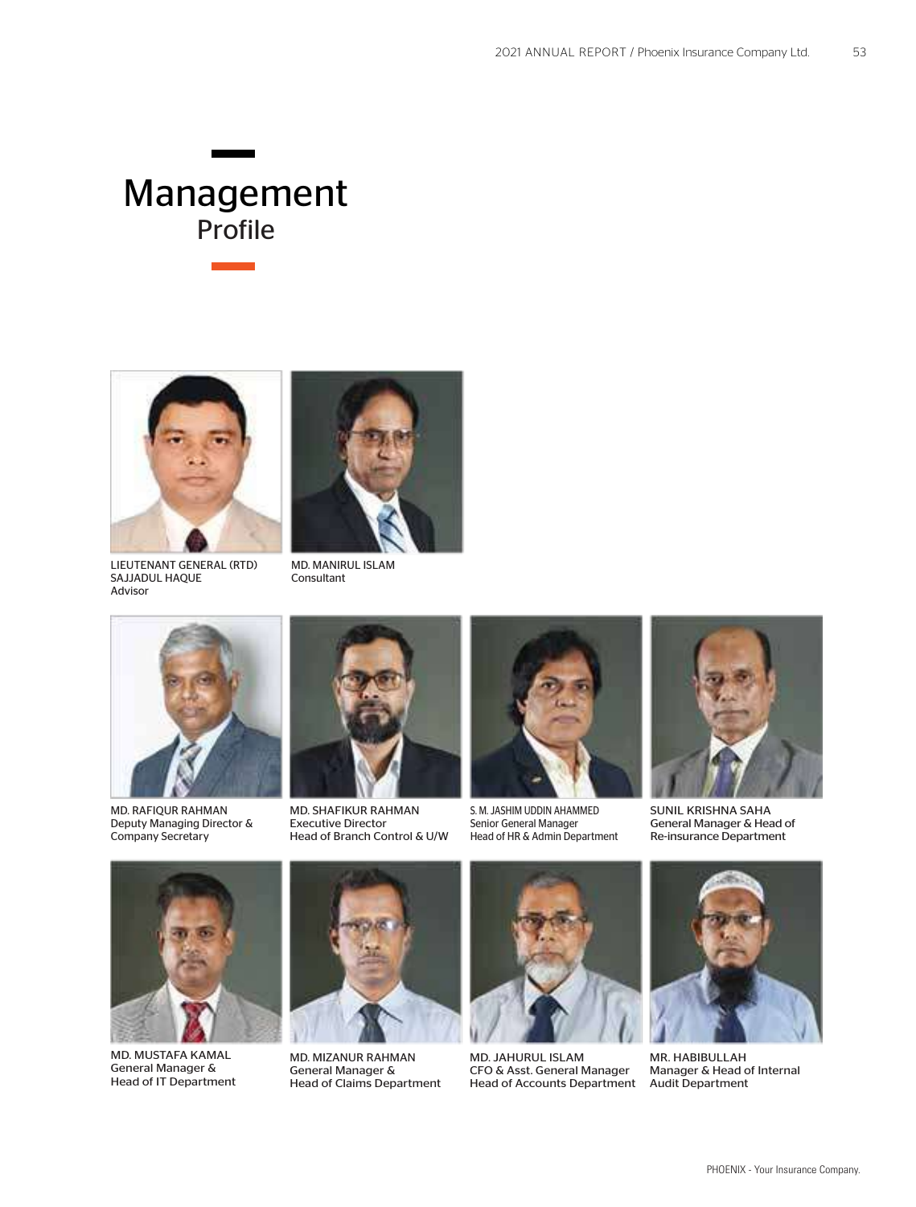# Management
## Profile

LIEUTENANT GENERAL (RTD)
SAJJADUL HAQUE
Advisor

MD. MANIRUL ISLAM
Consultant

MD. RAFIQUR RAHMAN
Deputy Managing Director &
Company Secretary

MD. SHAFIKUR RAHMAN
Executive Director
Head of Branch Control & U/W

S. M. JASHIM UDDIN AHAMMED
Senior General Manager
Head of HR & Admin Department

SUNIL KRISHNA SAHA
General Manager & Head of
Re-insurance Department

MD. MUSTAFA KAMAL
General Manager &
Head of IT Department

MD. MIZANUR RAHMAN
General Manager &
Head of Claims Department

MD. JAHURUL ISLAM
CFO & Asst. General Manager
Head of Accounts Department

MR. HABIBULLAH
Manager & Head of Internal
Audit Department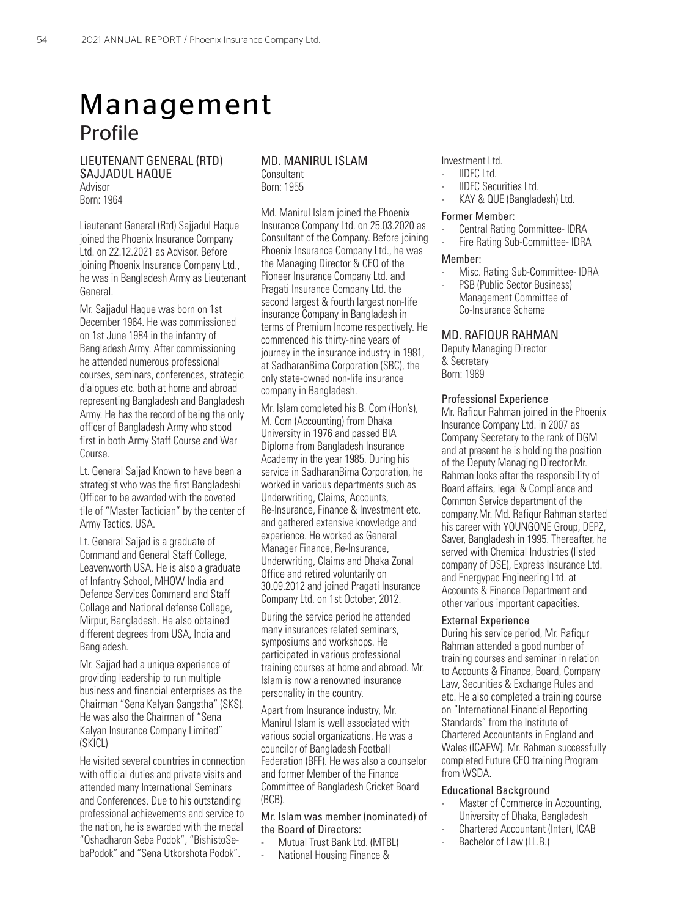# Management

## Profile

### LIEUTENANT GENERAL (RTD) SAJJADUL HAQUE

Advisor
Born: 1964

Lieutenant General (Rtd) Sajjadul Haque joined the Phoenix Insurance Company Ltd. on 22.12.2021 as Advisor. Before joining Phoenix Insurance Company Ltd., he was in Bangladesh Army as Lieutenant General.

Mr. Sajjadul Haque was born on 1st December 1964. He was commissioned on 1st June 1984 in the infantry of Bangladesh Army. After commissioning he attended numerous professional courses, seminars, conferences, strategic dialogues etc. both at home and abroad representing Bangladesh and Bangladesh Army. He has the record of being the only officer of Bangladesh Army who stood first in both Army Staff Course and War Course.

Lt. General Sajjad Known to have been a strategist who was the first Bangladeshi Officer to be awarded with the coveted tile of "Master Tactician" by the center of Army Tactics. USA.

Lt. General Sajjad is a graduate of Command and General Staff College, Leavenworth USA. He is also a graduate of Infantry School, MHOW India and Defence Services Command and Staff Collage and National defense Collage, Mirpur, Bangladesh. He also obtained different degrees from USA, India and Bangladesh.

Mr. Sajjad had a unique experience of providing leadership to run multiple business and financial enterprises as the Chairman "Sena Kalyan Sangstha" (SKS). He was also the Chairman of "Sena Kalyan Insurance Company Limited" (SKICL)

He visited several countries in connection with official duties and private visits and attended many International Seminars and Conferences. Due to his outstanding professional achievements and service to the nation, he is awarded with the medal "Oshadharon Seba Podok", "BishistoSebaPodok" and "Sena Utkorshota Podok".

### MD. MANIRUL ISLAM

Consultant
Born: 1955

Md. Manirul Islam joined the Phoenix Insurance Company Ltd. on 25.03.2020 as Consultant of the Company. Before joining Phoenix Insurance Company Ltd., he was the Managing Director & CEO of the Pioneer Insurance Company Ltd. and Pragati Insurance Company Ltd. the second largest & fourth largest non-life insurance Company in Bangladesh in terms of Premium Income respectively. He commenced his thirty-nine years of journey in the insurance industry in 1981, at SadharanBima Corporation (SBC), the only state-owned non-life insurance company in Bangladesh.

Mr. Islam completed his B. Com (Hon's), M. Com (Accounting) from Dhaka University in 1976 and passed BIA Diploma from Bangladesh Insurance Academy in the year 1985. During his service in SadharanBima Corporation, he worked in various departments such as Underwriting, Claims, Accounts, Re-Insurance, Finance & Investment etc. and gathered extensive knowledge and experience. He worked as General Manager Finance, Re-Insurance, Underwriting, Claims and Dhaka Zonal Office and retired voluntarily on 30.09.2012 and joined Pragati Insurance Company Ltd. on 1st October, 2012.

During the service period he attended many insurances related seminars, symposiums and workshops. He participated in various professional training courses at home and abroad. Mr. Islam is now a renowned insurance personality in the country.

Apart from Insurance industry, Mr. Manirul Islam is well associated with various social organizations. He was a councilor of Bangladesh Football Federation (BFF). He was also a counselor and former Member of the Finance Committee of Bangladesh Cricket Board (BCB).

#### Mr. Islam was member (nominated) of the Board of Directors:

- Mutual Trust Bank Ltd. (MTBL)
- National Housing Finance & Investment Ltd.
- IIDFC Ltd.
- IIDFC Securities Ltd.
- KAY & QUE (Bangladesh) Ltd.

#### Former Member:

- Central Rating Committee- IDRA
- Fire Rating Sub-Committee- IDRA

#### Member:

- Misc. Rating Sub-Committee- IDRA
- PSB (Public Sector Business) Management Committee of Co-Insurance Scheme

### MD. RAFIQUR RAHMAN

Deputy Managing Director & Secretary
Born: 1969

#### Professional Experience

Mr. Rafiqur Rahman joined in the Phoenix Insurance Company Ltd. in 2007 as Company Secretary to the rank of DGM and at present he is holding the position of the Deputy Managing Director.Mr. Rahman looks after the responsibility of Board affairs, legal & Compliance and Common Service department of the company.Mr. Md. Rafiqur Rahman started his career with YOUNGONE Group, DEPZ, Saver, Bangladesh in 1995. Thereafter, he served with Chemical Industries (listed company of DSE), Express Insurance Ltd. and Energypac Engineering Ltd. at Accounts & Finance Department and other various important capacities.

#### External Experience

During his service period, Mr. Rafiqur Rahman attended a good number of training courses and seminar in relation to Accounts & Finance, Board, Company Law, Securities & Exchange Rules and etc. He also completed a training course on "International Financial Reporting Standards" from the Institute of Chartered Accountants in England and Wales (ICAEW). Mr. Rahman successfully completed Future CEO training Program from WSDA.

#### Educational Background

- Master of Commerce in Accounting, University of Dhaka, Bangladesh
- Chartered Accountant (Inter), ICAB
- Bachelor of Law (LL.B.)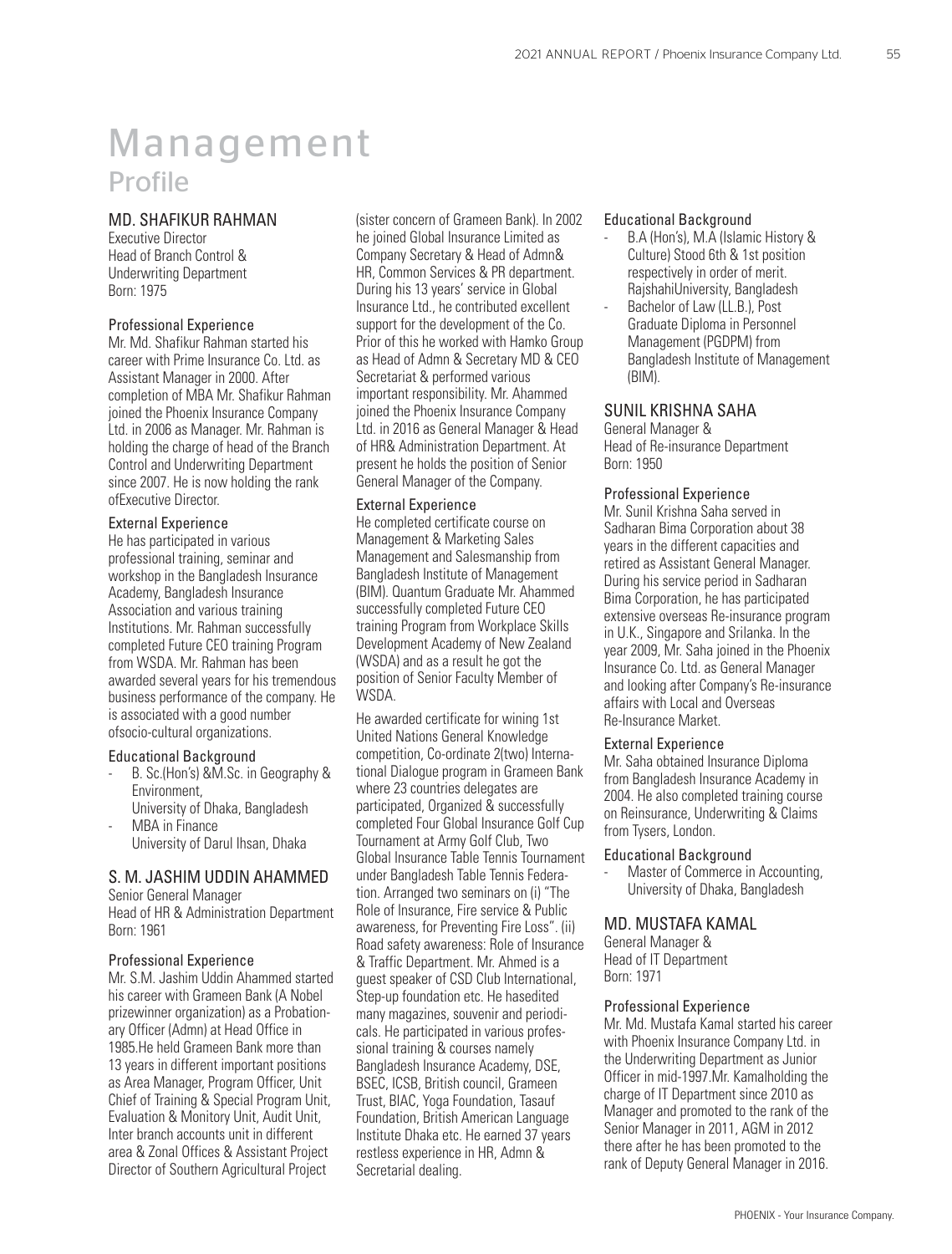# Management
## Profile

### MD. SHAFIKUR RAHMAN

Executive Director
Head of Branch Control &
Underwriting Department
Born: 1975

#### Professional Experience

Mr. Md. Shafikur Rahman started his career with Prime Insurance Co. Ltd. as Assistant Manager in 2000. After completion of MBA Mr. Shafikur Rahman joined the Phoenix Insurance Company Ltd. in 2006 as Manager. Mr. Rahman is holding the charge of head of the Branch Control and Underwriting Department since 2007. He is now holding the rank ofExecutive Director.

#### External Experience

He has participated in various professional training, seminar and workshop in the Bangladesh Insurance Academy, Bangladesh Insurance Association and various training Institutions. Mr. Rahman successfully completed Future CEO training Program from WSDA. Mr. Rahman has been awarded several years for his tremendous business performance of the company. He is associated with a good number ofsocio-cultural organizations.

#### Educational Background

- B. Sc.(Hon's) &M.Sc. in Geography & Environment,
  University of Dhaka, Bangladesh
- MBA in Finance
  University of Darul Ihsan, Dhaka

### S. M. JASHIM UDDIN AHAMMED

Senior General Manager
Head of HR & Administration Department
Born: 1961

#### Professional Experience

Mr. S.M. Jashim Uddin Ahammed started his career with Grameen Bank (A Nobel prizewinner organization) as a Probationary Officer (Admn) at Head Office in 1985.He held Grameen Bank more than 13 years in different important positions as Area Manager, Program Officer, Unit Chief of Training & Special Program Unit, Evaluation & Monitory Unit, Audit Unit, Inter branch accounts unit in different area & Zonal Offices & Assistant Project Director of Southern Agricultural Project (sister concern of Grameen Bank). In 2002 he joined Global Insurance Limited as Company Secretary & Head of Admn& HR, Common Services & PR department. During his 13 years' service in Global Insurance Ltd., he contributed excellent support for the development of the Co. Prior of this he worked with Hamko Group as Head of Admn & Secretary MD & CEO Secretariat & performed various important responsibility. Mr. Ahammed joined the Phoenix Insurance Company Ltd. in 2016 as General Manager & Head of HR& Administration Department. At present he holds the position of Senior General Manager of the Company.

#### External Experience

He completed certificate course on Management & Marketing Sales Management and Salesmanship from Bangladesh Institute of Management (BIM). Quantum Graduate Mr. Ahammed successfully completed Future CEO training Program from Workplace Skills Development Academy of New Zealand (WSDA) and as a result he got the position of Senior Faculty Member of WSDA.

He awarded certificate for wining 1st United Nations General Knowledge competition, Co-ordinate 2(two) International Dialogue program in Grameen Bank where 23 countries delegates are participated, Organized & successfully completed Four Global Insurance Golf Cup Tournament at Army Golf Club, Two Global Insurance Table Tennis Tournament under Bangladesh Table Tennis Federation. Arranged two seminars on (i) "The Role of Insurance, Fire service & Public awareness, for Preventing Fire Loss". (ii) Road safety awareness: Role of Insurance & Traffic Department. Mr. Ahmed is a guest speaker of CSD Club International, Step-up foundation etc. He hasedited many magazines, souvenir and periodicals. He participated in various professional training & courses namely Bangladesh Insurance Academy, DSE, BSEC, ICSB, British council, Grameen Trust, BIAC, Yoga Foundation, Tasauf Foundation, British American Language Institute Dhaka etc. He earned 37 years restless experience in HR, Admn & Secretarial dealing.

#### Educational Background

- B.A (Hon's), M.A (Islamic History & Culture) Stood 6th & 1st position respectively in order of merit. RajshahiUniversity, Bangladesh
- Bachelor of Law (LL.B.), Post Graduate Diploma in Personnel Management (PGDPM) from Bangladesh Institute of Management (BIM).

### SUNIL KRISHNA SAHA

General Manager &
Head of Re-insurance Department
Born: 1950

#### Professional Experience

Mr. Sunil Krishna Saha served in Sadharan Bima Corporation about 38 years in the different capacities and retired as Assistant General Manager. During his service period in Sadharan Bima Corporation, he has participated extensive overseas Re-insurance program in U.K., Singapore and Srilanka. In the year 2009, Mr. Saha joined in the Phoenix Insurance Co. Ltd. as General Manager and looking after Company's Re-insurance affairs with Local and Overseas Re-Insurance Market.

#### External Experience

Mr. Saha obtained Insurance Diploma from Bangladesh Insurance Academy in 2004. He also completed training course on Reinsurance, Underwriting & Claims from Tysers, London.

#### Educational Background

- Master of Commerce in Accounting, University of Dhaka, Bangladesh

### MD. MUSTAFA KAMAL

General Manager &
Head of IT Department
Born: 1971

#### Professional Experience

Mr. Md. Mustafa Kamal started his career with Phoenix Insurance Company Ltd. in the Underwriting Department as Junior Officer in mid-1997.Mr. Kamalholding the charge of IT Department since 2010 as Manager and promoted to the rank of the Senior Manager in 2011, AGM in 2012 there after he has been promoted to the rank of Deputy General Manager in 2016.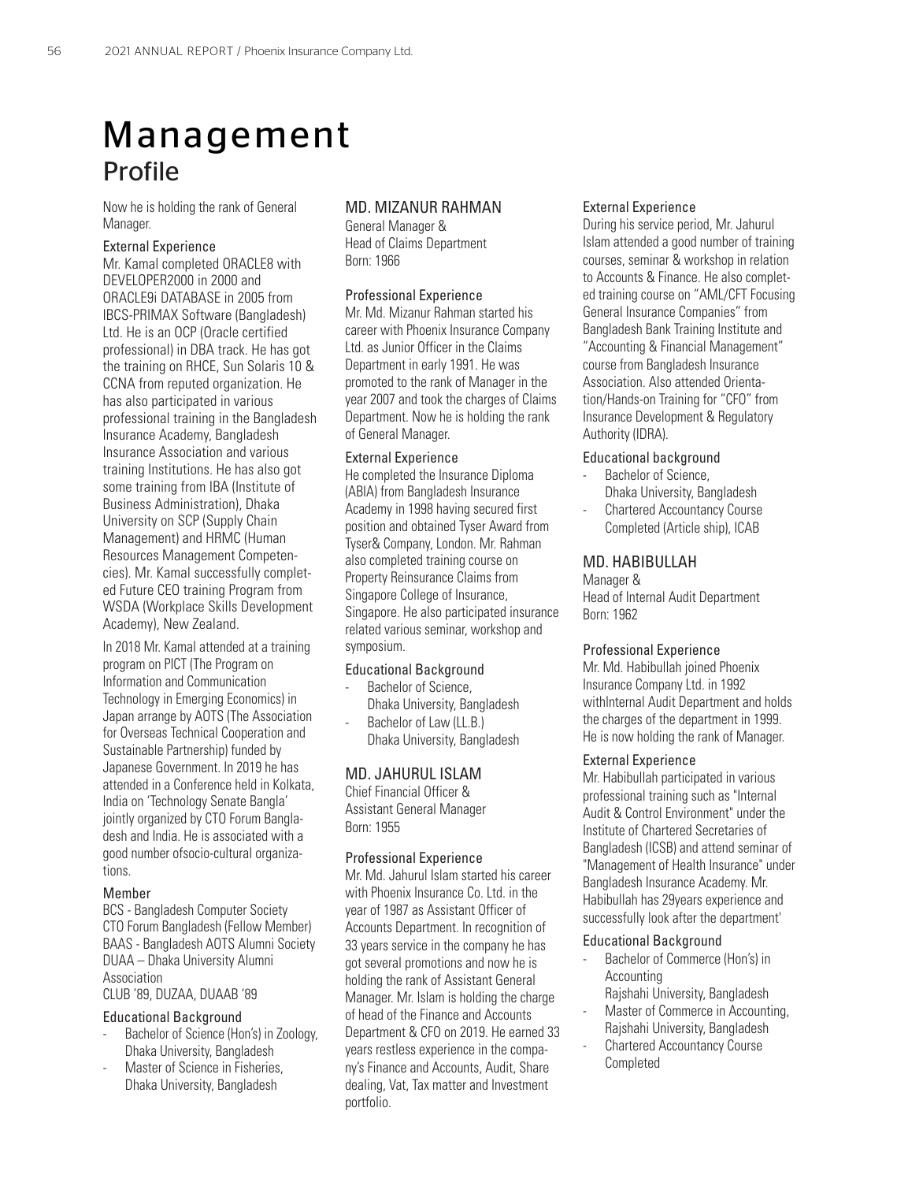# Management

## Profile

Now he is holding the rank of General Manager.

### External Experience

Mr. Kamal completed ORACLE8 with DEVELOPER2000 in 2000 and ORACLE9i DATABASE in 2005 from IBCS-PRIMAX Software (Bangladesh) Ltd. He is an OCP (Oracle certified professional) in DBA track. He has got the training on RHCE, Sun Solaris 10 & CCNA from reputed organization. He has also participated in various professional training in the Bangladesh Insurance Academy, Bangladesh Insurance Association and various training Institutions. He has also got some training from IBA (Institute of Business Administration), Dhaka University on SCP (Supply Chain Management) and HRMC (Human Resources Management Competencies). Mr. Kamal successfully completed Future CEO training Program from WSDA (Workplace Skills Development Academy), New Zealand.

In 2018 Mr. Kamal attended at a training program on PICT (The Program on Information and Communication Technology in Emerging Economics) in Japan arrange by AOTS (The Association for Overseas Technical Cooperation and Sustainable Partnership) funded by Japanese Government. In 2019 he has attended in a Conference held in Kolkata, India on 'Technology Senate Bangla' jointly organized by CTO Forum Bangladesh and India. He is associated with a good number ofsocio-cultural organizations.

### Member

BCS - Bangladesh Computer Society
CTO Forum Bangladesh (Fellow Member)
BAAS - Bangladesh AOTS Alumni Society
DUAA – Dhaka University Alumni Association
CLUB '89, DUZAA, DUAAB '89

### Educational Background

- Bachelor of Science (Hon's) in Zoology, Dhaka University, Bangladesh
- Master of Science in Fisheries, Dhaka University, Bangladesh

## MD. MIZANUR RAHMAN

General Manager &
Head of Claims Department
Born: 1966

### Professional Experience

Mr. Md. Mizanur Rahman started his career with Phoenix Insurance Company Ltd. as Junior Officer in the Claims Department in early 1991. He was promoted to the rank of Manager in the year 2007 and took the charges of Claims Department. Now he is holding the rank of General Manager.

### External Experience

He completed the Insurance Diploma (ABIA) from Bangladesh Insurance Academy in 1998 having secured first position and obtained Tyser Award from Tyser& Company, London. Mr. Rahman also completed training course on Property Reinsurance Claims from Singapore College of Insurance, Singapore. He also participated insurance related various seminar, workshop and symposium.

### Educational Background

- Bachelor of Science, Dhaka University, Bangladesh
- Bachelor of Law (LL.B.) Dhaka University, Bangladesh

## MD. JAHURUL ISLAM

Chief Financial Officer &
Assistant General Manager
Born: 1955

### Professional Experience

Mr. Md. Jahurul Islam started his career with Phoenix Insurance Co. Ltd. in the year of 1987 as Assistant Officer of Accounts Department. In recognition of 33 years service in the company he has got several promotions and now he is holding the rank of Assistant General Manager. Mr. Islam is holding the charge of head of the Finance and Accounts Department & CFO on 2019. He earned 33 years restless experience in the company's Finance and Accounts, Audit, Share dealing, Vat, Tax matter and Investment portfolio.

### External Experience

During his service period, Mr. Jahurul Islam attended a good number of training courses, seminar & workshop in relation to Accounts & Finance. He also completed training course on "AML/CFT Focusing General Insurance Companies" from Bangladesh Bank Training Institute and "Accounting & Financial Management" course from Bangladesh Insurance Association. Also attended Orientation/Hands-on Training for "CFO" from Insurance Development & Regulatory Authority (IDRA).

### Educational background

- Bachelor of Science, Dhaka University, Bangladesh
- Chartered Accountancy Course Completed (Article ship), ICAB

## MD. HABIBULLAH

Manager &
Head of Internal Audit Department
Born: 1962

### Professional Experience

Mr. Md. Habibullah joined Phoenix Insurance Company Ltd. in 1992 withInternal Audit Department and holds the charges of the department in 1999. He is now holding the rank of Manager.

### External Experience

Mr. Habibullah participated in various professional training such as "Internal Audit & Control Environment" under the Institute of Chartered Secretaries of Bangladesh (ICSB) and attend seminar of "Management of Health Insurance" under Bangladesh Insurance Academy. Mr. Habibullah has 29years experience and successfully look after the department'

### Educational Background

- Bachelor of Commerce (Hon's) in Accounting Rajshahi University, Bangladesh
- Master of Commerce in Accounting, Rajshahi University, Bangladesh
- Chartered Accountancy Course Completed